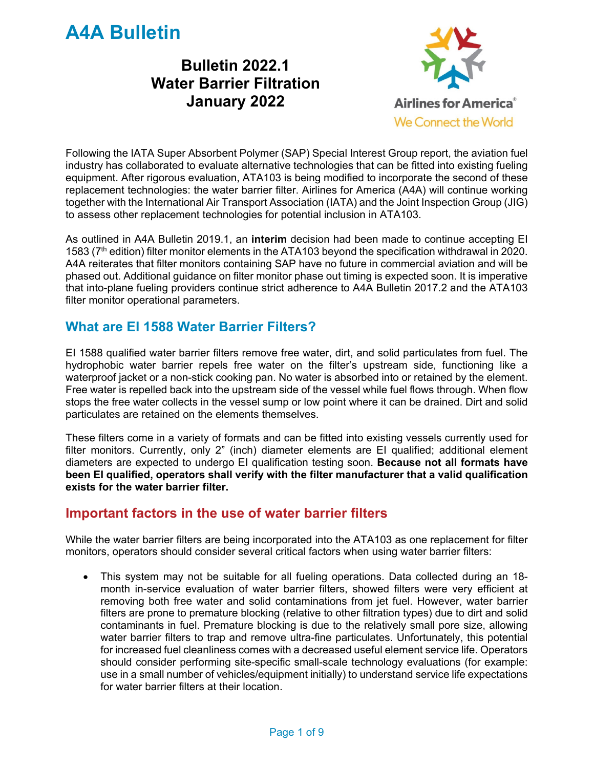# A4A Bulletin

## Bulletin 2022.1
## Water Barrier Filtration
## January 2022

Airlines for America®

We Connect the World

Following the IATA Super Absorbent Polymer (SAP) Special Interest Group report, the aviation fuel industry has collaborated to evaluate alternative technologies that can be fitted into existing fueling equipment. After rigorous evaluation, ATA103 is being modified to incorporate the second of these replacement technologies: the water barrier filter. Airlines for America (A4A) will continue working together with the International Air Transport Association (IATA) and the Joint Inspection Group (JIG) to assess other replacement technologies for potential inclusion in ATA103.

As outlined in A4A Bulletin 2019.1, an **interim** decision had been made to continue accepting EI 1583 (7th edition) filter monitor elements in the ATA103 beyond the specification withdrawal in 2020. A4A reiterates that filter monitors containing SAP have no future in commercial aviation and will be phased out. Additional guidance on filter monitor phase out timing is expected soon. It is imperative that into-plane fueling providers continue strict adherence to A4A Bulletin 2017.2 and the ATA103 filter monitor operational parameters.

## What are EI 1588 Water Barrier Filters?

EI 1588 qualified water barrier filters remove free water, dirt, and solid particulates from fuel. The hydrophobic water barrier repels free water on the filter's upstream side, functioning like a waterproof jacket or a non-stick cooking pan. No water is absorbed into or retained by the element. Free water is repelled back into the upstream side of the vessel while fuel flows through. When flow stops the free water collects in the vessel sump or low point where it can be drained. Dirt and solid particulates are retained on the elements themselves.

These filters come in a variety of formats and can be fitted into existing vessels currently used for filter monitors. Currently, only 2" (inch) diameter elements are EI qualified; additional element diameters are expected to undergo EI qualification testing soon. **Because not all formats have been EI qualified, operators shall verify with the filter manufacturer that a valid qualification exists for the water barrier filter.**

## Important factors in the use of water barrier filters

While the water barrier filters are being incorporated into the ATA103 as one replacement for filter monitors, operators should consider several critical factors when using water barrier filters:

- This system may not be suitable for all fueling operations. Data collected during an 18-month in-service evaluation of water barrier filters, showed filters were very efficient at removing both free water and solid contaminations from jet fuel. However, water barrier filters are prone to premature blocking (relative to other filtration types) due to dirt and solid contaminants in fuel. Premature blocking is due to the relatively small pore size, allowing water barrier filters to trap and remove ultra-fine particulates. Unfortunately, this potential for increased fuel cleanliness comes with a decreased useful element service life. Operators should consider performing site-specific small-scale technology evaluations (for example: use in a small number of vehicles/equipment initially) to understand service life expectations for water barrier filters at their location.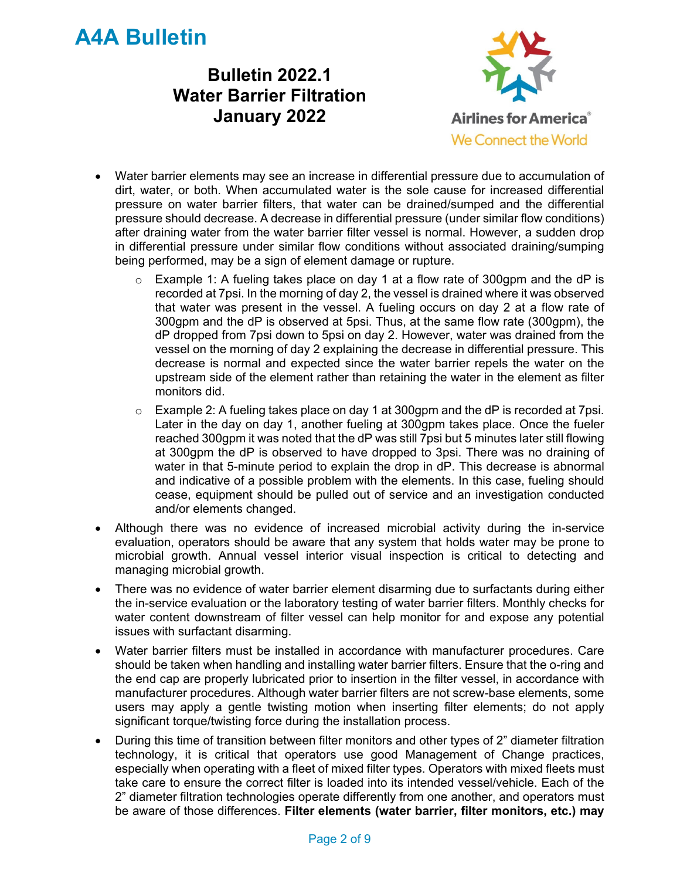# A4A Bulletin

## Bulletin 2022.1
## Water Barrier Filtration
## January 2022

Airlines for America®

We Connect the World

- Water barrier elements may see an increase in differential pressure due to accumulation of dirt, water, or both. When accumulated water is the sole cause for increased differential pressure on water barrier filters, that water can be drained/sumped and the differential pressure should decrease. A decrease in differential pressure (under similar flow conditions) after draining water from the water barrier filter vessel is normal. However, a sudden drop in differential pressure under similar flow conditions without associated draining/sumping being performed, may be a sign of element damage or rupture.
    - Example 1: A fueling takes place on day 1 at a flow rate of 300gpm and the dP is recorded at 7psi. In the morning of day 2, the vessel is drained where it was observed that water was present in the vessel. A fueling occurs on day 2 at a flow rate of 300gpm and the dP is observed at 5psi. Thus, at the same flow rate (300gpm), the dP dropped from 7psi down to 5psi on day 2. However, water was drained from the vessel on the morning of day 2 explaining the decrease in differential pressure. This decrease is normal and expected since the water barrier repels the water on the upstream side of the element rather than retaining the water in the element as filter monitors did.
    - Example 2: A fueling takes place on day 1 at 300gpm and the dP is recorded at 7psi. Later in the day on day 1, another fueling at 300gpm takes place. Once the fueler reached 300gpm it was noted that the dP was still 7psi but 5 minutes later still flowing at 300gpm the dP is observed to have dropped to 3psi. There was no draining of water in that 5-minute period to explain the drop in dP. This decrease is abnormal and indicative of a possible problem with the elements. In this case, fueling should cease, equipment should be pulled out of service and an investigation conducted and/or elements changed.
- Although there was no evidence of increased microbial activity during the in-service evaluation, operators should be aware that any system that holds water may be prone to microbial growth. Annual vessel interior visual inspection is critical to detecting and managing microbial growth.
- There was no evidence of water barrier element disarming due to surfactants during either the in-service evaluation or the laboratory testing of water barrier filters. Monthly checks for water content downstream of filter vessel can help monitor for and expose any potential issues with surfactant disarming.
- Water barrier filters must be installed in accordance with manufacturer procedures. Care should be taken when handling and installing water barrier filters. Ensure that the o-ring and the end cap are properly lubricated prior to insertion in the filter vessel, in accordance with manufacturer procedures. Although water barrier filters are not screw-base elements, some users may apply a gentle twisting motion when inserting filter elements; do not apply significant torque/twisting force during the installation process.
- During this time of transition between filter monitors and other types of 2" diameter filtration technology, it is critical that operators use good Management of Change practices, especially when operating with a fleet of mixed filter types. Operators with mixed fleets must take care to ensure the correct filter is loaded into its intended vessel/vehicle. Each of the 2" diameter filtration technologies operate differently from one another, and operators must be aware of those differences. **Filter elements (water barrier, filter monitors, etc.) may**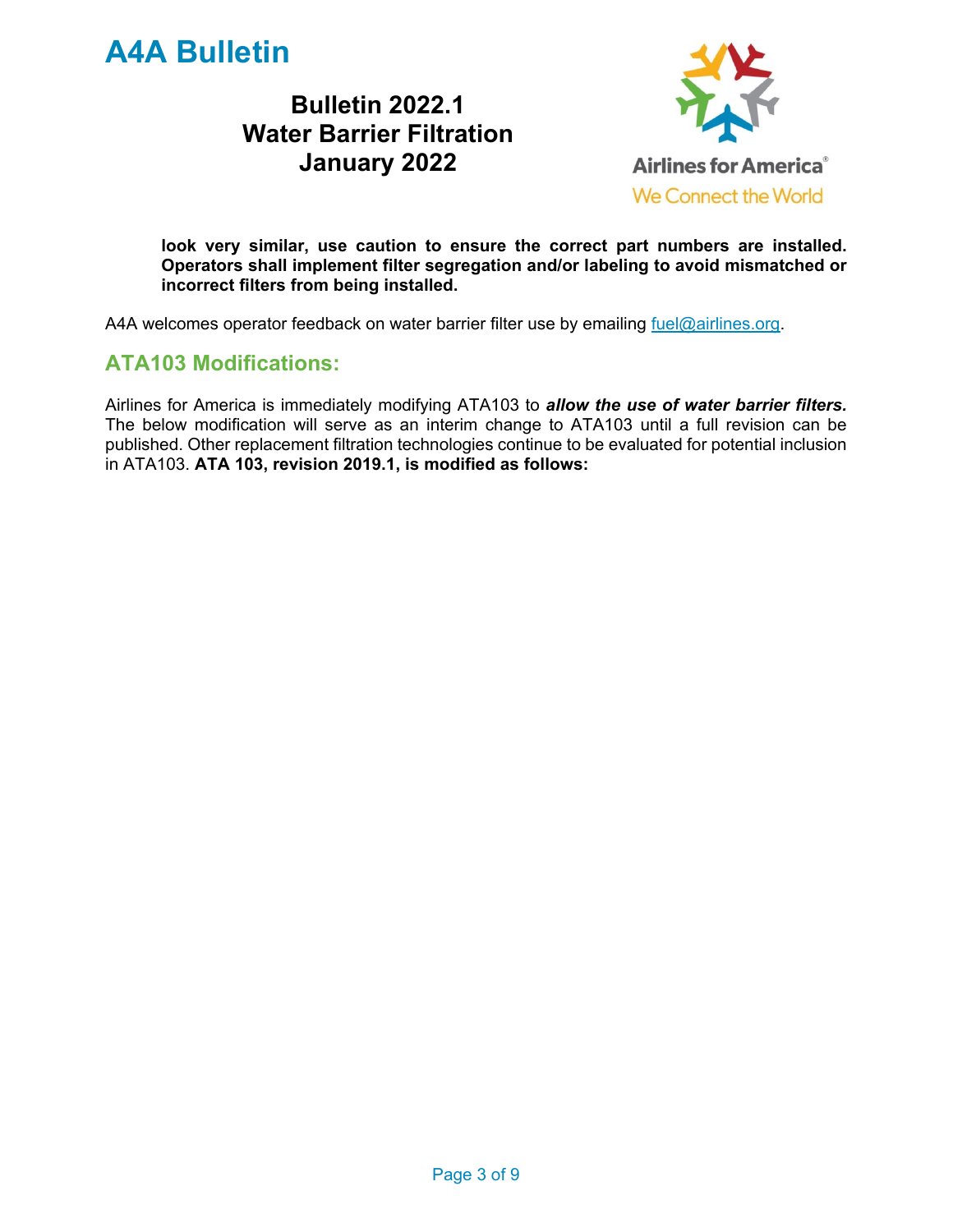**look very similar, use caution to ensure the correct part numbers are installed. Operators shall implement filter segregation and/or labeling to avoid mismatched or incorrect filters from being installed.**

A4A welcomes operator feedback on water barrier filter use by emailing fuel@airlines.org.

## ATA103 Modifications:

Airlines for America is immediately modifying ATA103 to ***allow the use of water barrier filters.*** The below modification will serve as an interim change to ATA103 until a full revision can be published. Other replacement filtration technologies continue to be evaluated for potential inclusion in ATA103. **ATA 103, revision 2019.1, is modified as follows:**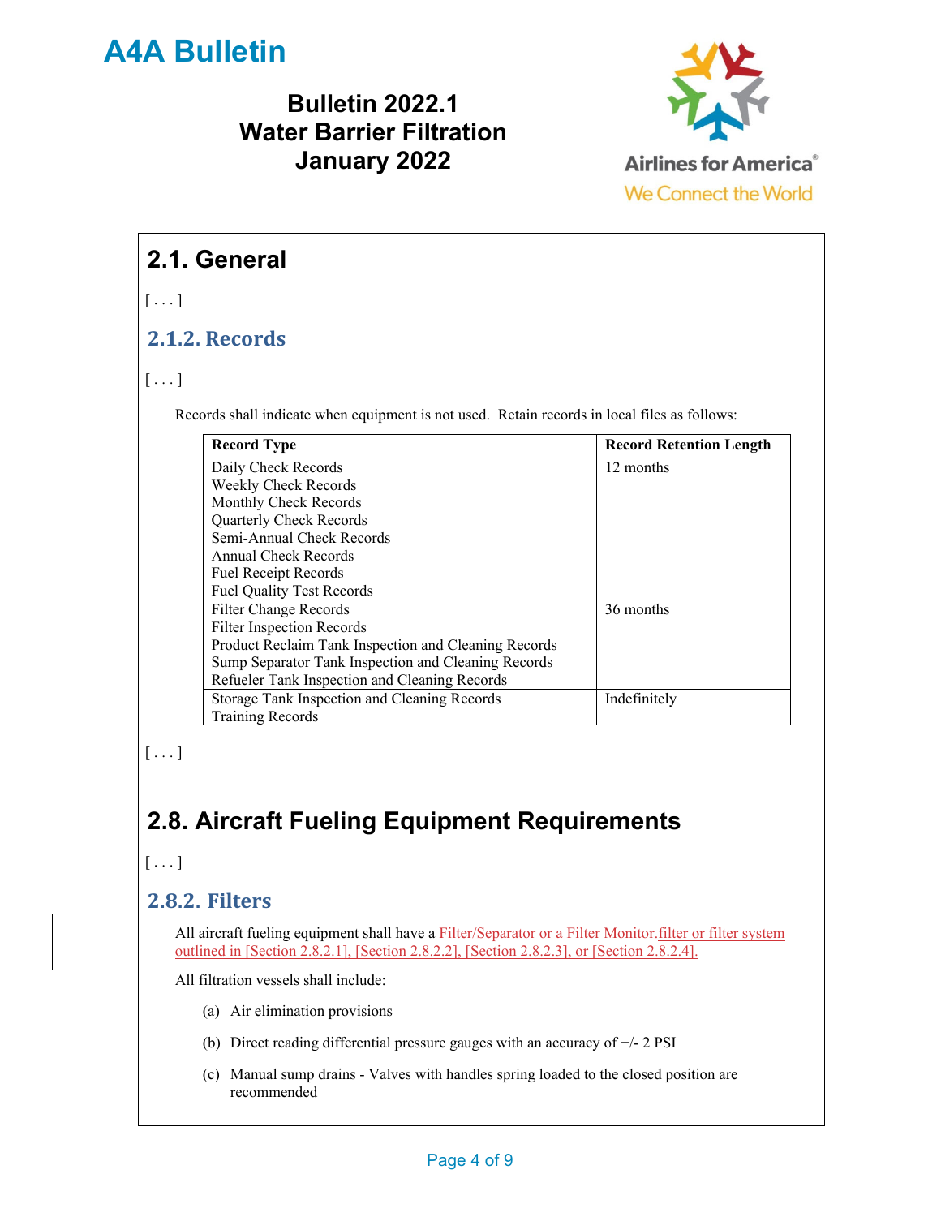# A4A Bulletin

**Bulletin 2022.1**
**Water Barrier Filtration**
**January 2022**

## 2.1. General

[ . . . ]

### 2.1.2. Records

[ . . . ]

Records shall indicate when equipment is not used. Retain records in local files as follows:

| Record Type | Record Retention Length |
|---|---|
| Daily Check Records<br>Weekly Check Records<br>Monthly Check Records<br>Quarterly Check Records<br>Semi-Annual Check Records<br>Annual Check Records<br>Fuel Receipt Records<br>Fuel Quality Test Records | 12 months |
| Filter Change Records<br>Filter Inspection Records<br>Product Reclaim Tank Inspection and Cleaning Records<br>Sump Separator Tank Inspection and Cleaning Records<br>Refueler Tank Inspection and Cleaning Records | 36 months |
| Storage Tank Inspection and Cleaning Records<br>Training Records | Indefinitely |

[ . . . ]

## 2.8. Aircraft Fueling Equipment Requirements

[ . . . ]

### 2.8.2. Filters

All aircraft fueling equipment shall have a ~~Filter/Separator or a Filter Monitor.~~filter or filter system outlined in [Section 2.8.2.1], [Section 2.8.2.2], [Section 2.8.2.3], or [Section 2.8.2.4].

All filtration vessels shall include:

(a) Air elimination provisions

(b) Direct reading differential pressure gauges with an accuracy of +/- 2 PSI

(c) Manual sump drains - Valves with handles spring loaded to the closed position are recommended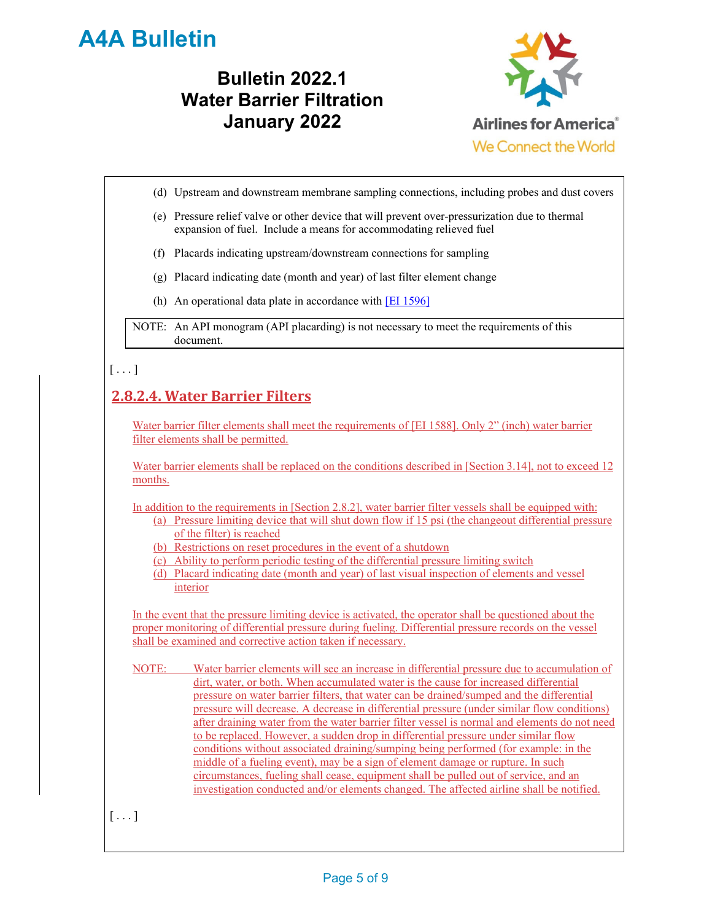# A4A Bulletin

## Bulletin 2022.1
## Water Barrier Filtration
## January 2022

(d) Upstream and downstream membrane sampling connections, including probes and dust covers

(e) Pressure relief valve or other device that will prevent over-pressurization due to thermal expansion of fuel. Include a means for accommodating relieved fuel

(f) Placards indicating upstream/downstream connections for sampling

(g) Placard indicating date (month and year) of last filter element change

(h) An operational data plate in accordance with [EI 1596]

NOTE: An API monogram (API placarding) is not necessary to meet the requirements of this document.

[ . . . ]

### 2.8.2.4. Water Barrier Filters

Water barrier filter elements shall meet the requirements of [EI 1588]. Only 2" (inch) water barrier filter elements shall be permitted.

Water barrier elements shall be replaced on the conditions described in [Section 3.14], not to exceed 12 months.

In addition to the requirements in [Section 2.8.2], water barrier filter vessels shall be equipped with:

(a) Pressure limiting device that will shut down flow if 15 psi (the changeout differential pressure of the filter) is reached

(b) Restrictions on reset procedures in the event of a shutdown

(c) Ability to perform periodic testing of the differential pressure limiting switch

(d) Placard indicating date (month and year) of last visual inspection of elements and vessel interior

In the event that the pressure limiting device is activated, the operator shall be questioned about the proper monitoring of differential pressure during fueling. Differential pressure records on the vessel shall be examined and corrective action taken if necessary.

NOTE: Water barrier elements will see an increase in differential pressure due to accumulation of dirt, water, or both. When accumulated water is the cause for increased differential pressure on water barrier filters, that water can be drained/sumped and the differential pressure will decrease. A decrease in differential pressure (under similar flow conditions) after draining water from the water barrier filter vessel is normal and elements do not need to be replaced. However, a sudden drop in differential pressure under similar flow conditions without associated draining/sumping being performed (for example: in the middle of a fueling event), may be a sign of element damage or rupture. In such circumstances, fueling shall cease, equipment shall be pulled out of service, and an investigation conducted and/or elements changed. The affected airline shall be notified.

[ . . . ]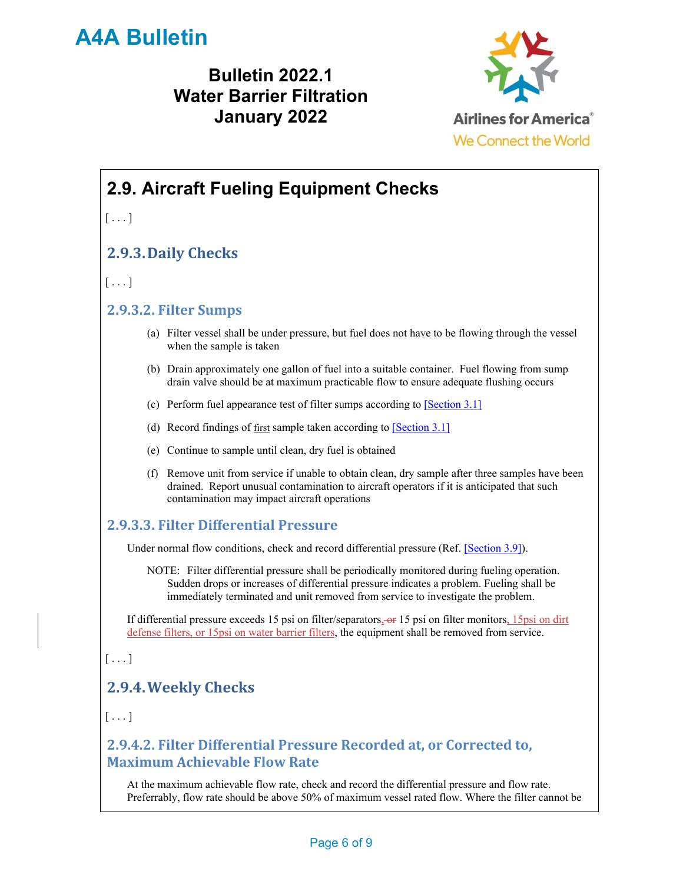# A4A Bulletin

**Bulletin 2022.1**
**Water Barrier Filtration**
**January 2022**

Airlines for America®
We Connect the World

## 2.9. Aircraft Fueling Equipment Checks

[ . . . ]

### 2.9.3. Daily Checks

[ . . . ]

#### 2.9.3.2. Filter Sumps

(a) Filter vessel shall be under pressure, but fuel does not have to be flowing through the vessel when the sample is taken

(b) Drain approximately one gallon of fuel into a suitable container. Fuel flowing from sump drain valve should be at maximum practicable flow to ensure adequate flushing occurs

(c) Perform fuel appearance test of filter sumps according to [Section 3.1]

(d) Record findings of first sample taken according to [Section 3.1]

(e) Continue to sample until clean, dry fuel is obtained

(f) Remove unit from service if unable to obtain clean, dry sample after three samples have been drained. Report unusual contamination to aircraft operators if it is anticipated that such contamination may impact aircraft operations

#### 2.9.3.3. Filter Differential Pressure

Under normal flow conditions, check and record differential pressure (Ref. [Section 3.9]).

NOTE: Filter differential pressure shall be periodically monitored during fueling operation. Sudden drops or increases of differential pressure indicates a problem. Fueling shall be immediately terminated and unit removed from service to investigate the problem.

If differential pressure exceeds 15 psi on filter/separators, ~~or~~ 15 psi on filter monitors, 15psi on dirt defense filters, or 15psi on water barrier filters, the equipment shall be removed from service.

[ . . . ]

### 2.9.4. Weekly Checks

[ . . . ]

#### 2.9.4.2. Filter Differential Pressure Recorded at, or Corrected to, Maximum Achievable Flow Rate

At the maximum achievable flow rate, check and record the differential pressure and flow rate. Preferrably, flow rate should be above 50% of maximum vessel rated flow. Where the filter cannot be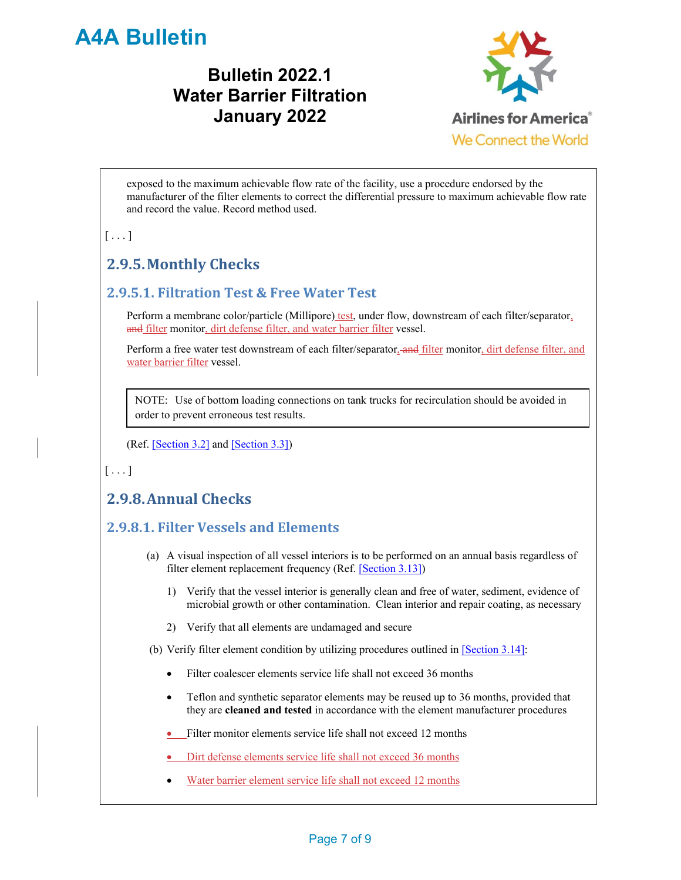exposed to the maximum achievable flow rate of the facility, use a procedure endorsed by the manufacturer of the filter elements to correct the differential pressure to maximum achievable flow rate and record the value. Record method used.

[ . . . ]

## 2.9.5. Monthly Checks

### 2.9.5.1. Filtration Test & Free Water Test

Perform a membrane color/particle (Millipore) test, under flow, downstream of each filter/separator, ~~and~~ filter monitor, dirt defense filter, and water barrier filter vessel.

Perform a free water test downstream of each filter/separator, ~~and~~ filter monitor, dirt defense filter, and water barrier filter vessel.

> NOTE: Use of bottom loading connections on tank trucks for recirculation should be avoided in order to prevent erroneous test results.

(Ref. [Section 3.2] and [Section 3.3])

[ . . . ]

## 2.9.8. Annual Checks

### 2.9.8.1. Filter Vessels and Elements

(a) A visual inspection of all vessel interiors is to be performed on an annual basis regardless of filter element replacement frequency (Ref. [Section 3.13])

1) Verify that the vessel interior is generally clean and free of water, sediment, evidence of microbial growth or other contamination. Clean interior and repair coating, as necessary

2) Verify that all elements are undamaged and secure

(b) Verify filter element condition by utilizing procedures outlined in [Section 3.14]:

- Filter coalescer elements service life shall not exceed 36 months
- Teflon and synthetic separator elements may be reused up to 36 months, provided that they are **cleaned and tested** in accordance with the element manufacturer procedures
- Filter monitor elements service life shall not exceed 12 months
- Dirt defense elements service life shall not exceed 36 months
- Water barrier element service life shall not exceed 12 months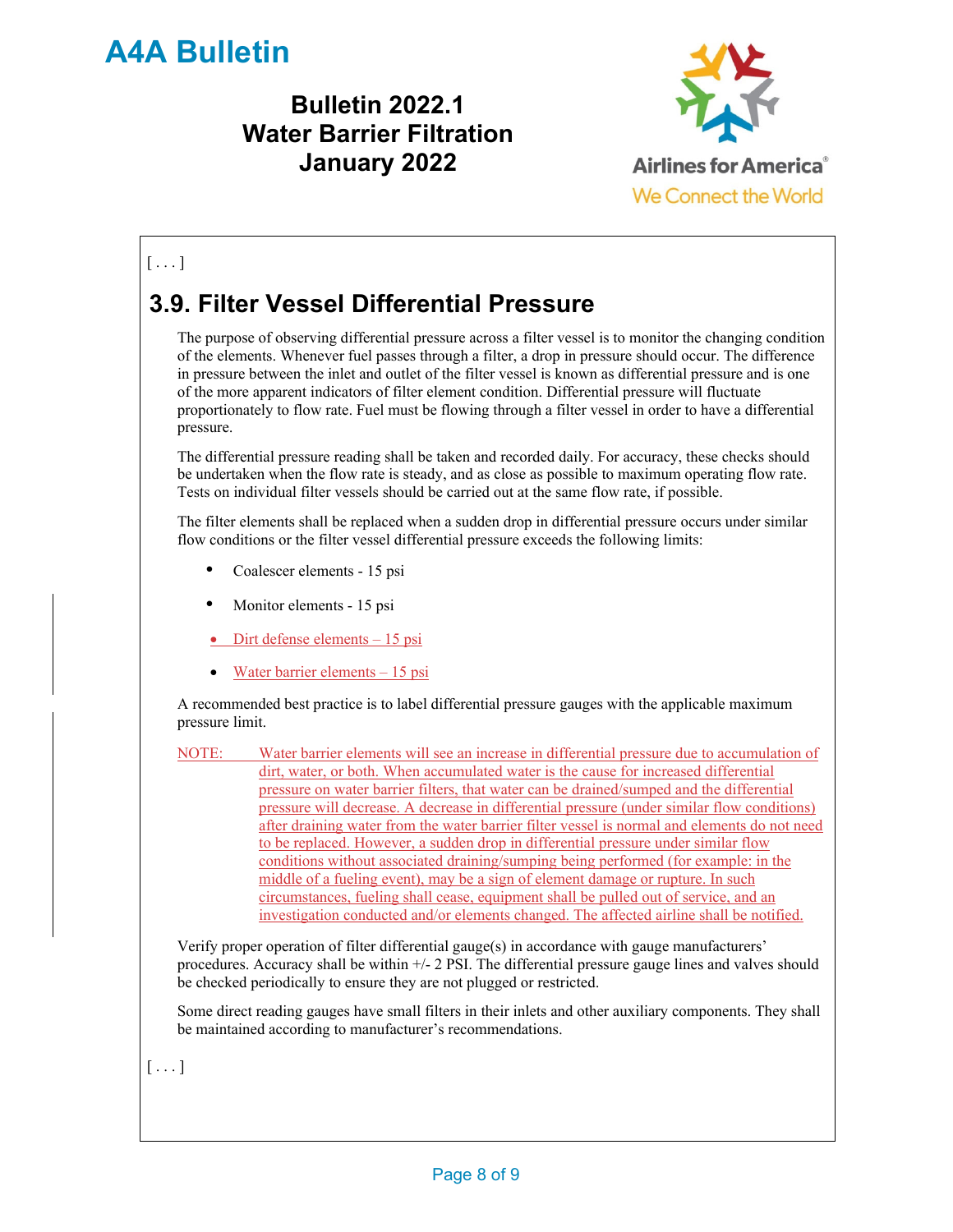# A4A Bulletin

**Bulletin 2022.1**
**Water Barrier Filtration**
**January 2022**

Airlines for America®
We Connect the World

[ . . . ]

## 3.9. Filter Vessel Differential Pressure

The purpose of observing differential pressure across a filter vessel is to monitor the changing condition of the elements. Whenever fuel passes through a filter, a drop in pressure should occur. The difference in pressure between the inlet and outlet of the filter vessel is known as differential pressure and is one of the more apparent indicators of filter element condition. Differential pressure will fluctuate proportionately to flow rate. Fuel must be flowing through a filter vessel in order to have a differential pressure.

The differential pressure reading shall be taken and recorded daily. For accuracy, these checks should be undertaken when the flow rate is steady, and as close as possible to maximum operating flow rate. Tests on individual filter vessels should be carried out at the same flow rate, if possible.

The filter elements shall be replaced when a sudden drop in differential pressure occurs under similar flow conditions or the filter vessel differential pressure exceeds the following limits:

- Coalescer elements - 15 psi
- Monitor elements - 15 psi
- Dirt defense elements – 15 psi
- Water barrier elements – 15 psi

A recommended best practice is to label differential pressure gauges with the applicable maximum pressure limit.

NOTE: Water barrier elements will see an increase in differential pressure due to accumulation of dirt, water, or both. When accumulated water is the cause for increased differential pressure on water barrier filters, that water can be drained/sumped and the differential pressure will decrease. A decrease in differential pressure (under similar flow conditions) after draining water from the water barrier filter vessel is normal and elements do not need to be replaced. However, a sudden drop in differential pressure under similar flow conditions without associated draining/sumping being performed (for example: in the middle of a fueling event), may be a sign of element damage or rupture. In such circumstances, fueling shall cease, equipment shall be pulled out of service, and an investigation conducted and/or elements changed. The affected airline shall be notified.

Verify proper operation of filter differential gauge(s) in accordance with gauge manufacturers' procedures. Accuracy shall be within +/- 2 PSI. The differential pressure gauge lines and valves should be checked periodically to ensure they are not plugged or restricted.

Some direct reading gauges have small filters in their inlets and other auxiliary components. They shall be maintained according to manufacturer's recommendations.

[ . . . ]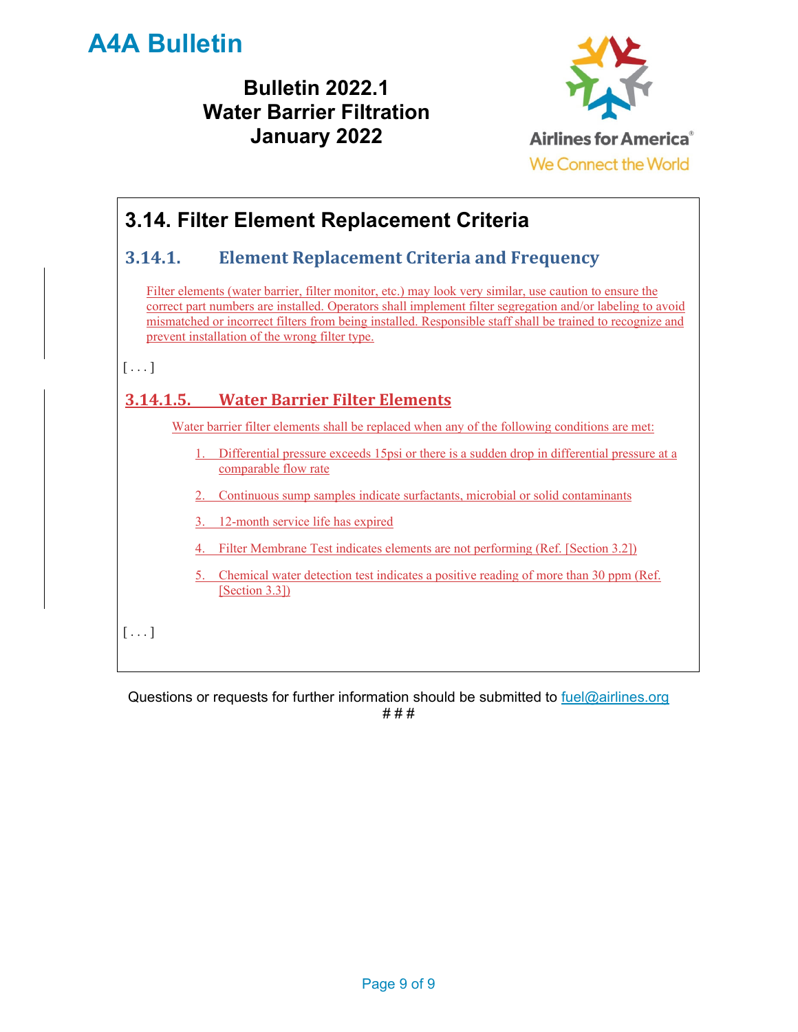# A4A Bulletin

**Bulletin 2022.1**
**Water Barrier Filtration**
**January 2022**

Airlines for America®
We Connect the World

## 3.14. Filter Element Replacement Criteria

### 3.14.1. Element Replacement Criteria and Frequency

Filter elements (water barrier, filter monitor, etc.) may look very similar, use caution to ensure the correct part numbers are installed. Operators shall implement filter segregation and/or labeling to avoid mismatched or incorrect filters from being installed. Responsible staff shall be trained to recognize and prevent installation of the wrong filter type.

[ . . . ]

#### 3.14.1.5. Water Barrier Filter Elements

Water barrier filter elements shall be replaced when any of the following conditions are met:

1. Differential pressure exceeds 15psi or there is a sudden drop in differential pressure at a comparable flow rate
2. Continuous sump samples indicate surfactants, microbial or solid contaminants
3. 12-month service life has expired
4. Filter Membrane Test indicates elements are not performing (Ref. [Section 3.2])
5. Chemical water detection test indicates a positive reading of more than 30 ppm (Ref. [Section 3.3])

[ . . . ]

Questions or requests for further information should be submitted to fuel@airlines.org

# # #